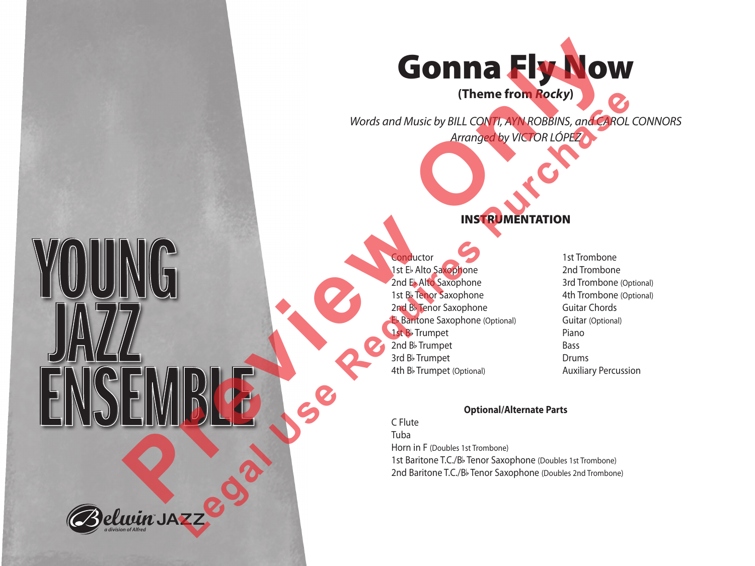# Gonna Fly Now

**(Theme from *Rocky*)**

*Words and Music by BILL CONTI, AYN ROBBINS, and CAROL CONNORS*
*Arranged by VICTOR LÓPEZ*

YOUNG JAZZ ENSEMBLE

## INSTRUMENTATION

- Conductor
- 1st E♭ Alto Saxophone
- 2nd E♭ Alto Saxophone
- 1st B♭ Tenor Saxophone
- 2nd B♭ Tenor Saxophone
- E♭ Baritone Saxophone (Optional)
- 1st B♭ Trumpet
- 2nd B♭ Trumpet
- 3rd B♭ Trumpet
- 4th B♭ Trumpet (Optional)
- 1st Trombone
- 2nd Trombone
- 3rd Trombone (Optional)
- 4th Trombone (Optional)
- Guitar Chords
- Guitar (Optional)
- Piano
- Bass
- Drums
- Auxiliary Percussion

### Optional/Alternate Parts

- C Flute
- Tuba
- Horn in F (Doubles 1st Trombone)
- 1st Baritone T.C./B♭ Tenor Saxophone (Doubles 1st Trombone)
- 2nd Baritone T.C./B♭ Tenor Saxophone (Doubles 2nd Trombone)

Belwin JAZZ
a division of Alfred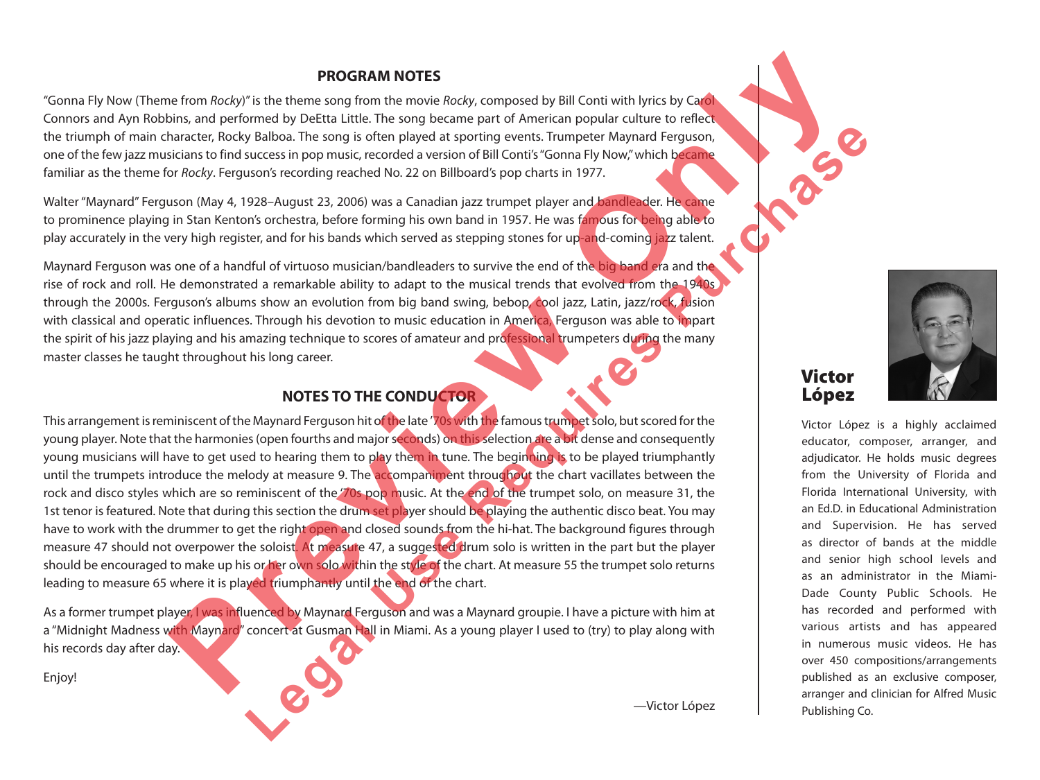## PROGRAM NOTES

"Gonna Fly Now (Theme from *Rocky*)" is the theme song from the movie *Rocky*, composed by Bill Conti with lyrics by Carol Connors and Ayn Robbins, and performed by DeEtta Little. The song became part of American popular culture to reflect the triumph of main character, Rocky Balboa. The song is often played at sporting events. Trumpeter Maynard Ferguson, one of the few jazz musicians to find success in pop music, recorded a version of Bill Conti's "Gonna Fly Now," which became familiar as the theme for *Rocky*. Ferguson's recording reached No. 22 on Billboard's pop charts in 1977.

Walter "Maynard" Ferguson (May 4, 1928–August 23, 2006) was a Canadian jazz trumpet player and bandleader. He came to prominence playing in Stan Kenton's orchestra, before forming his own band in 1957. He was famous for being able to play accurately in the very high register, and for his bands which served as stepping stones for up-and-coming jazz talent.

Maynard Ferguson was one of a handful of virtuoso musician/bandleaders to survive the end of the big band era and the rise of rock and roll. He demonstrated a remarkable ability to adapt to the musical trends that evolved from the 1940s through the 2000s. Ferguson's albums show an evolution from big band swing, bebop, cool jazz, Latin, jazz/rock, fusion with classical and operatic influences. Through his devotion to music education in America, Ferguson was able to impart the spirit of his jazz playing and his amazing technique to scores of amateur and professional trumpeters during the many master classes he taught throughout his long career.

## NOTES TO THE CONDUCTOR

This arrangement is reminiscent of the Maynard Ferguson hit of the late '70s with the famous trumpet solo, but scored for the young player. Note that the harmonies (open fourths and major seconds) on this selection are a bit dense and consequently young musicians will have to get used to hearing them to play them in tune. The beginning is to be played triumphantly until the trumpets introduce the melody at measure 9. The accompaniment throughout the chart vacillates between the rock and disco styles which are so reminiscent of the '70s pop music. At the end of the trumpet solo, on measure 31, the 1st tenor is featured. Note that during this section the drum set player should be playing the authentic disco beat. You may have to work with the drummer to get the right open and closed sounds from the hi-hat. The background figures through measure 47 should not overpower the soloist. At measure 47, a suggested drum solo is written in the part but the player should be encouraged to make up his or her own solo within the style of the chart. At measure 55 the trumpet solo returns leading to measure 65 where it is played triumphantly until the end of the chart.

As a former trumpet player, I was influenced by Maynard Ferguson and was a Maynard groupie. I have a picture with him at a "Midnight Madness with Maynard" concert at Gusman Hall in Miami. As a young player I used to (try) to play along with his records day after day.

Enjoy!

—Victor López

## Victor López

Victor López is a highly acclaimed educator, composer, arranger, and adjudicator. He holds music degrees from the University of Florida and Florida International University, with an Ed.D. in Educational Administration and Supervision. He has served as director of bands at the middle and senior high school levels and as an administrator in the Miami-Dade County Public Schools. He has recorded and performed with various artists and has appeared in numerous music videos. He has over 450 compositions/arrangements published as an exclusive composer, arranger and clinician for Alfred Music Publishing Co.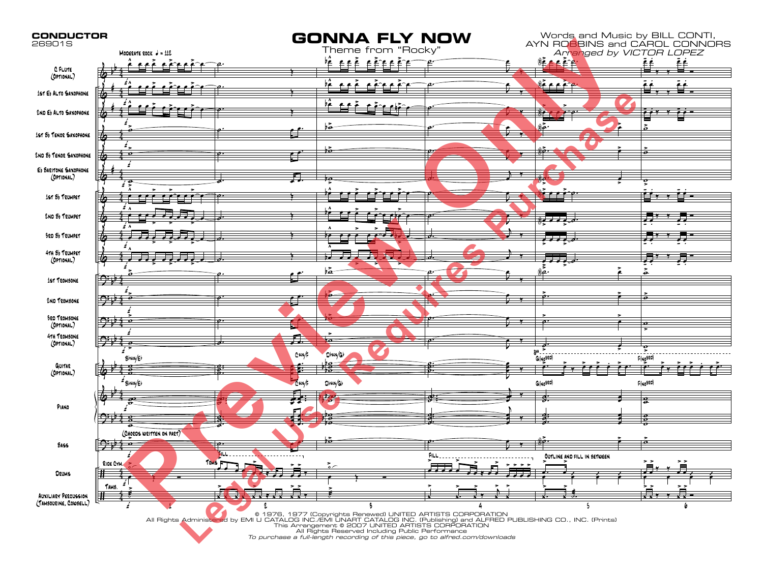**CONDUCTOR**
26901S

# GONNA FLY NOW

Theme from "Rocky"

Words and Music by BILL CONTI, AYN ROBBINS and CAROL CONNORS
*Arranged by VICTOR LOPEZ*

Moderate rock ♩ = 112

C Flute (Optional)
1st E♭ Alto Saxophone
2nd E♭ Alto Saxophone
1st B♭ Tenor Saxophone
2nd B♭ Tenor Saxophone
E♭ Baritone Saxophone (Optional)
1st B♭ Trumpet
2nd B♭ Trumpet
3rd B♭ Trumpet
4th B♭ Trumpet (Optional)
1st Trombone
2nd Trombone
3rd Trombone (Optional)
4th Trombone (Optional)
Guitar (Optional)
Piano
Bass
Drums
Auxiliary Percussion (Tambourine, Cowbell)

B♭sus/E♭ — Csus/F — D♭sus/G♭ — G(no3rd) — F(no3rd)

(Chords written on part)

Ride Cym. — Toms — Fill — Fill — Outline and fill in between

Tamb.

© 1976, 1977 (Copyrights Renewed) UNITED ARTISTS CORPORATION
All Rights Administered by EMI U CATALOG INC./EMI UNART CATALOG INC. (Publishing) and ALFRED PUBLISHING CO., INC. (Prints)
This Arrangement © 2007 UNITED ARTISTS CORPORATION
All Rights Reserved Including Public Performance
*To purchase a full-length recording of this piece, go to alfred.com/downloads*

Preview Only — Legal Use Requires Purchase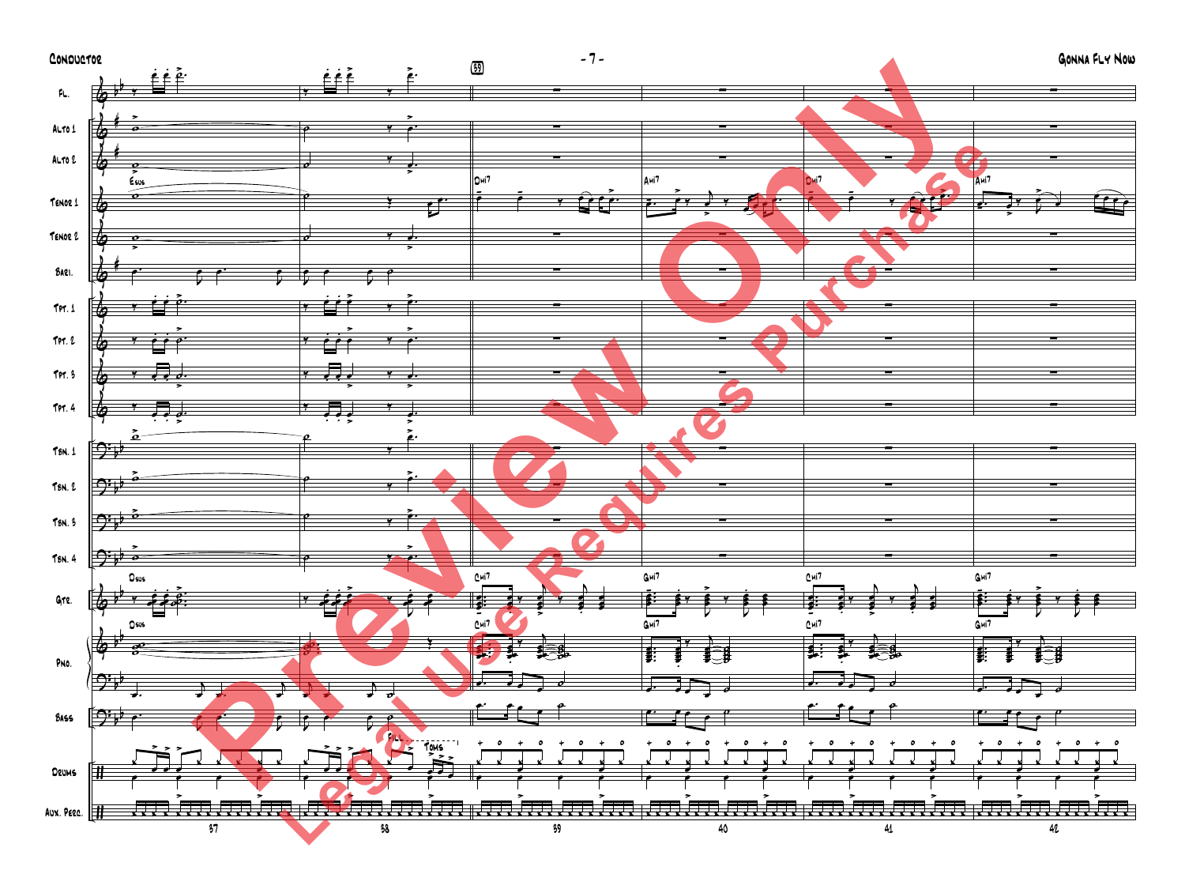Conductor

- 7 -

Gonna Fly Now

Fl.

Alto 1

Alto 2

Esus

Tenor 1

Dmi7 Ami7 Dmi7 Ami7

Tenor 2

Bari.

Tpt. 1

Tpt. 2

Tpt. 3

Tpt. 4

Tbn. 1

Tbn. 2

Tbn. 3

Tbn. 4

Dsus

Gtr.

Cmi7 Gmi7 Cmi7 Gmi7

Dsus

Pno.

Cmi7 Gmi7 Cmi7 Gmi7

Bass

Fill... Toms

Drums

Aux. Perc.

39

37 38 39 40 41 42

Preview Only

Legal Use Requires Purchase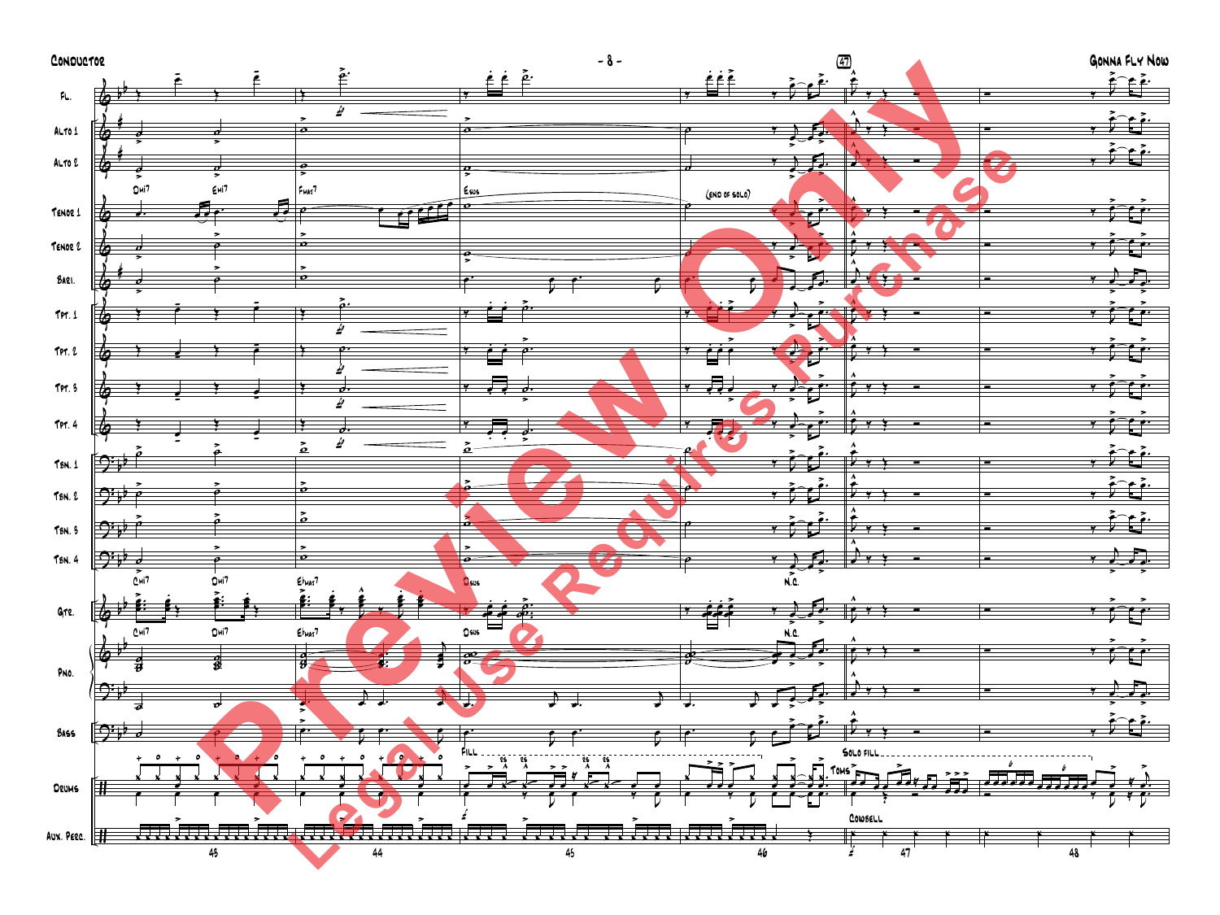Conductor

Gonna Fly Now

47

Fl.

Alto 1

Alto 2

Tenor 1

Tenor 2

Bari.

Tpt. 1

Tpt. 2

Tpt. 3

Tpt. 4

Tbn. 1

Tbn. 2

Tbn. 3

Tbn. 4

Gtr.

Pno.

Bass

Drums

Aux. Perc.

Dmi7 Emi7 Fmaj7 Esus

(end of solo)

Cmi7 Dmi7 E♭maj7 Dsus N.C.

Fill

Solo fill

Toms

Cowbell

43 44 45 46 47 48

Preview Only

Legal Use Requires Purchase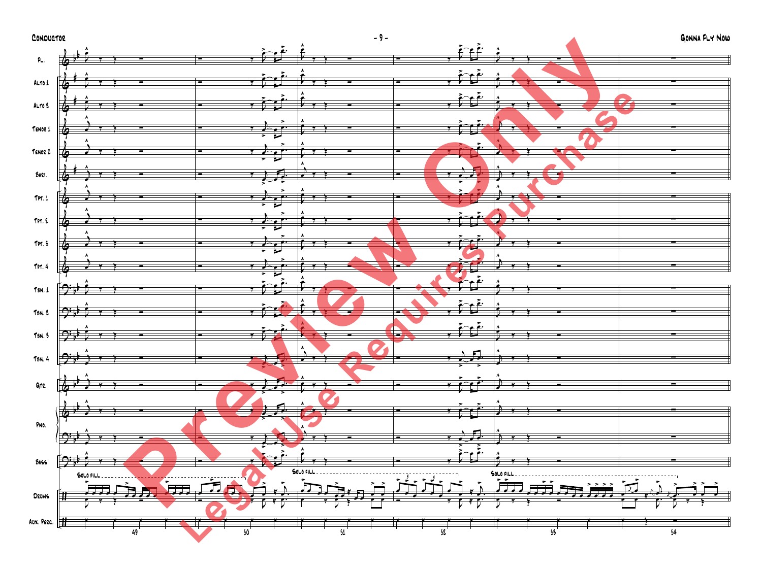Fl.

Alto 1

Alto 2

Tenor 1

Tenor 2

Bari.

Tpt. 1

Tpt. 2

Tpt. 3

Tpt. 4

Tbn. 1

Tbn. 2

Tbn. 3

Tbn. 4

Gtr.

Pno.

Bass

Drums

Solo fill

Solo fill

Solo fill

Aux. Perc.

49 50 51 52 53 54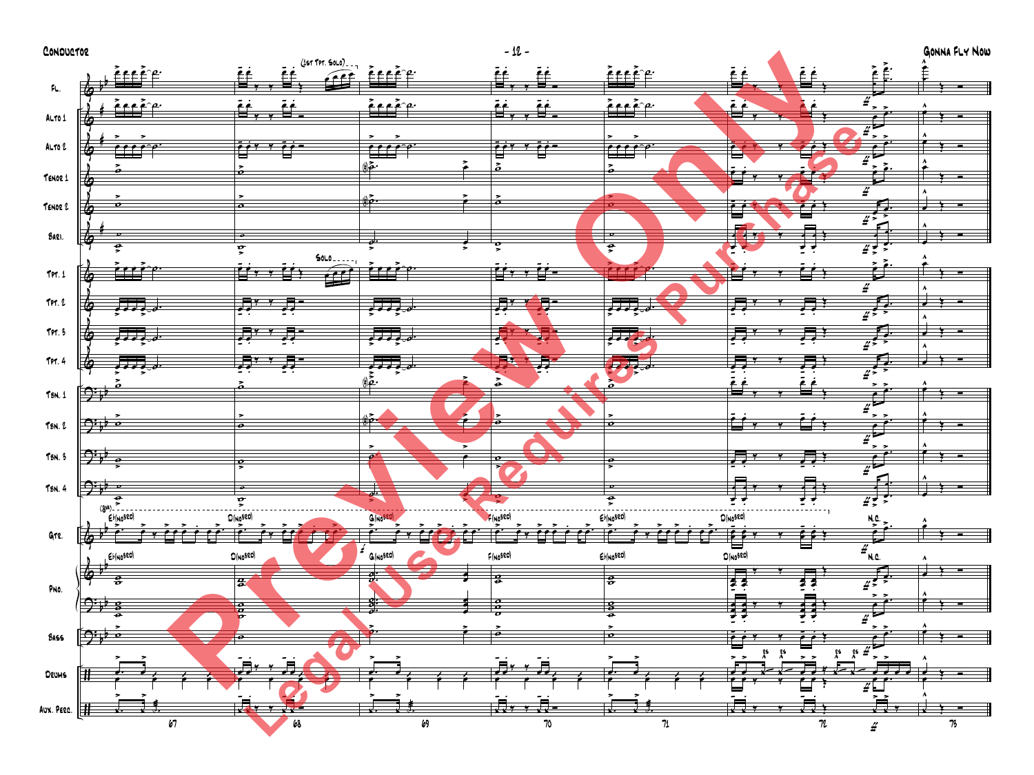Conductor

Gonna Fly Now

Fl.

Alto 1

Alto 2

Tenor 1

Tenor 2

Bari.

Tpt. 1

Tpt. 2

Tpt. 3

Tpt. 4

Tbn. 1

Tbn. 2

Tbn. 3

Tbn. 4

Gtr.

Pno.

Bass

Drums

Aux. Perc.

(1st Tpt. Solo)

Solo

(8va)

E♭(no3rd) D(no3rd) G(no3rd) F(no3rd) E♭(no3rd) D(no3rd) N.C.

67 68 69 70 71 72 73

Preview Only

Legal Use Requires Purchase